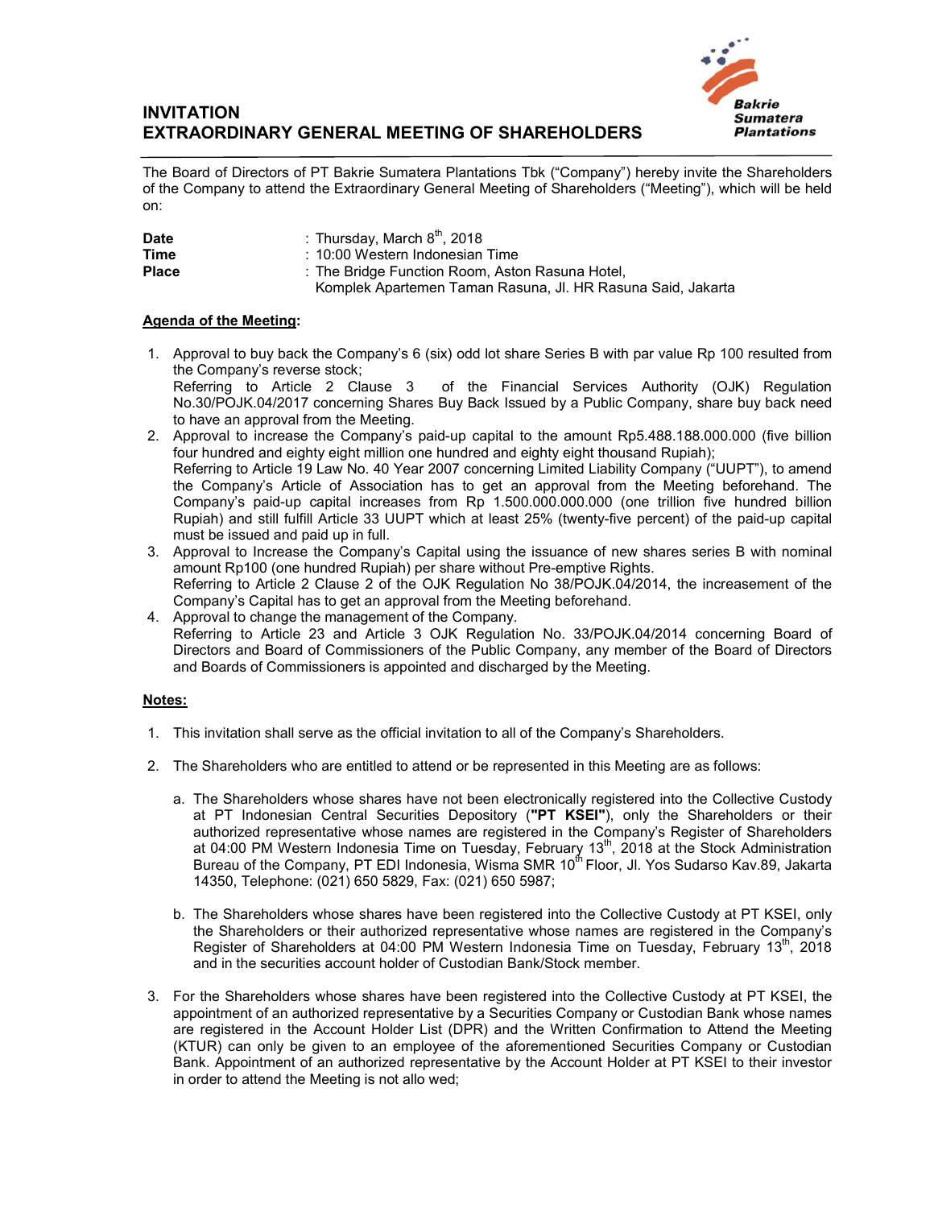# INVITATION
# EXTRAORDINARY GENERAL MEETING OF SHAREHOLDERS

Bakrie Sumatera Plantations

The Board of Directors of PT Bakrie Sumatera Plantations Tbk ("Company") hereby invite the Shareholders of the Company to attend the Extraordinary General Meeting of Shareholders ("Meeting"), which will be held on:

| | |
|---|---|
| **Date** | : Thursday, March 8th, 2018 |
| **Time** | : 10:00 Western Indonesian Time |
| **Place** | : The Bridge Function Room, Aston Rasuna Hotel, Komplek Apartemen Taman Rasuna, Jl. HR Rasuna Said, Jakarta |

**Agenda of the Meeting:**

1. Approval to buy back the Company's 6 (six) odd lot share Series B with par value Rp 100 resulted from the Company's reverse stock;
   Referring to Article 2 Clause 3 of the Financial Services Authority (OJK) Regulation No.30/POJK.04/2017 concerning Shares Buy Back Issued by a Public Company, share buy back need to have an approval from the Meeting.
2. Approval to increase the Company's paid-up capital to the amount Rp5.488.188.000.000 (five billion four hundred and eighty eight million one hundred and eighty eight thousand Rupiah);
   Referring to Article 19 Law No. 40 Year 2007 concerning Limited Liability Company ("UUPT"), to amend the Company's Article of Association has to get an approval from the Meeting beforehand. The Company's paid-up capital increases from Rp 1.500.000.000.000 (one trillion five hundred billion Rupiah) and still fulfill Article 33 UUPT which at least 25% (twenty-five percent) of the paid-up capital must be issued and paid up in full.
3. Approval to Increase the Company's Capital using the issuance of new shares series B with nominal amount Rp100 (one hundred Rupiah) per share without Pre-emptive Rights.
   Referring to Article 2 Clause 2 of the OJK Regulation No 38/POJK.04/2014, the increasement of the Company's Capital has to get an approval from the Meeting beforehand.
4. Approval to change the management of the Company.
   Referring to Article 23 and Article 3 OJK Regulation No. 33/POJK.04/2014 concerning Board of Directors and Board of Commissioners of the Public Company, any member of the Board of Directors and Boards of Commissioners is appointed and discharged by the Meeting.

**Notes:**

1. This invitation shall serve as the official invitation to all of the Company's Shareholders.

2. The Shareholders who are entitled to attend or be represented in this Meeting are as follows:

   a. The Shareholders whose shares have not been electronically registered into the Collective Custody at PT Indonesian Central Securities Depository (**"PT KSEI"**), only the Shareholders or their authorized representative whose names are registered in the Company's Register of Shareholders at 04:00 PM Western Indonesia Time on Tuesday, February 13th, 2018 at the Stock Administration Bureau of the Company, PT EDI Indonesia, Wisma SMR 10th Floor, Jl. Yos Sudarso Kav.89, Jakarta 14350, Telephone: (021) 650 5829, Fax: (021) 650 5987;

   b. The Shareholders whose shares have been registered into the Collective Custody at PT KSEI, only the Shareholders or their authorized representative whose names are registered in the Company's Register of Shareholders at 04:00 PM Western Indonesia Time on Tuesday, February 13th, 2018 and in the securities account holder of Custodian Bank/Stock member.

3. For the Shareholders whose shares have been registered into the Collective Custody at PT KSEI, the appointment of an authorized representative by a Securities Company or Custodian Bank whose names are registered in the Account Holder List (DPR) and the Written Confirmation to Attend the Meeting (KTUR) can only be given to an employee of the aforementioned Securities Company or Custodian Bank. Appointment of an authorized representative by the Account Holder at PT KSEI to their investor in order to attend the Meeting is not allo wed;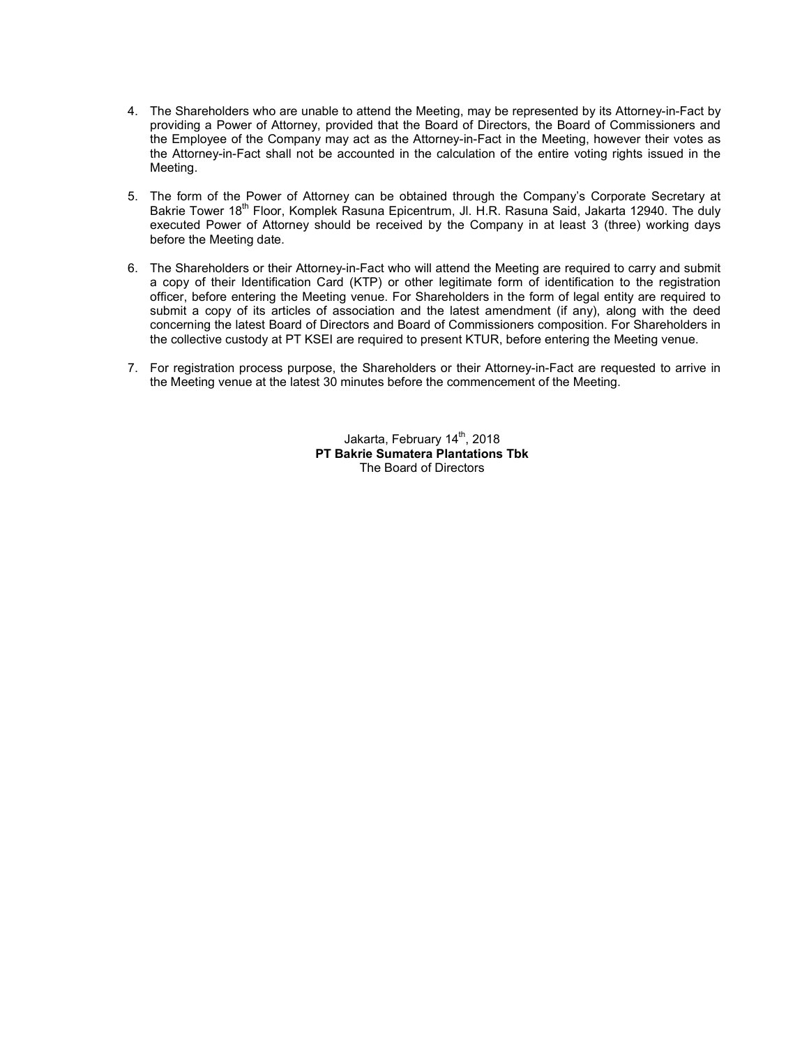4. The Shareholders who are unable to attend the Meeting, may be represented by its Attorney-in-Fact by providing a Power of Attorney, provided that the Board of Directors, the Board of Commissioners and the Employee of the Company may act as the Attorney-in-Fact in the Meeting, however their votes as the Attorney-in-Fact shall not be accounted in the calculation of the entire voting rights issued in the Meeting.

5. The form of the Power of Attorney can be obtained through the Company's Corporate Secretary at Bakrie Tower 18th Floor, Komplek Rasuna Epicentrum, Jl. H.R. Rasuna Said, Jakarta 12940. The duly executed Power of Attorney should be received by the Company in at least 3 (three) working days before the Meeting date.

6. The Shareholders or their Attorney-in-Fact who will attend the Meeting are required to carry and submit a copy of their Identification Card (KTP) or other legitimate form of identification to the registration officer, before entering the Meeting venue. For Shareholders in the form of legal entity are required to submit a copy of its articles of association and the latest amendment (if any), along with the deed concerning the latest Board of Directors and Board of Commissioners composition. For Shareholders in the collective custody at PT KSEI are required to present KTUR, before entering the Meeting venue.

7. For registration process purpose, the Shareholders or their Attorney-in-Fact are requested to arrive in the Meeting venue at the latest 30 minutes before the commencement of the Meeting.

Jakarta, February 14th, 2018
**PT Bakrie Sumatera Plantations Tbk**
The Board of Directors